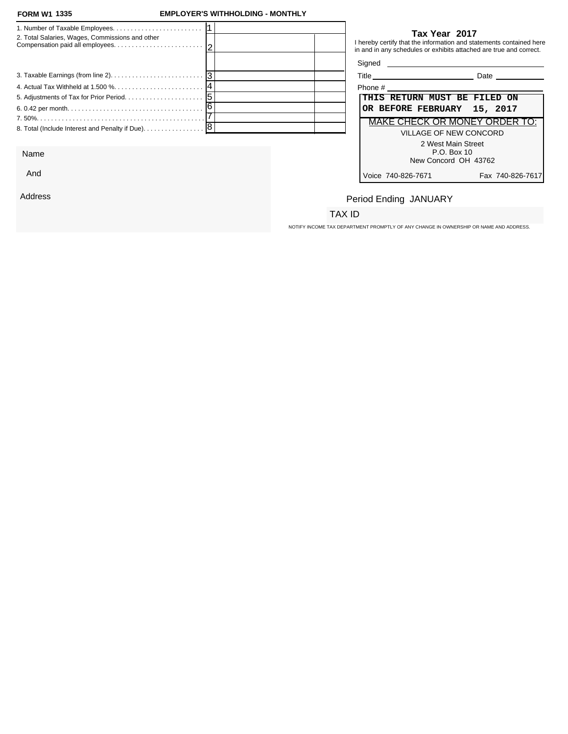**FORM W1 1335** **EMPLOYER'S WITHHOLDING - MONTHLY**

| Line | | No. | Amount | |
|---|---|---|---|---|
| 1. Number of Taxable Employees. | | 1 | | |
| 2. Total Salaries, Wages, Commissions and other Compensation paid all employees. | | 2 | | |
| | | | | |
| 3. Taxable Earnings (from line 2). | | 3 | | |
| 4. Actual Tax Withheld at 1.500 %. | | 4 | | |
| 5. Adjustments of Tax for Prior Period. | | 5 | | |
| 6. 0.42 per month. | | 6 | | |
| 7. 50%. | | 7 | | |
| 8. Total (Include Interest and Penalty if Due). | | 8 | | |

Name

And

Address

**Tax Year 2017**

I hereby certify that the information and statements contained here in and in any schedules or exhibits attached are true and correct.

Signed ____________________

Title ____________________ Date ____________

Phone # ____________________

**THIS RETURN MUST BE FILED ON OR BEFORE FEBRUARY 15, 2017**

MAKE CHECK OR MONEY ORDER TO:

VILLAGE OF NEW CONCORD
2 West Main Street
P.O. Box 10
New Concord OH 43762

Voice 740-826-7671 Fax 740-826-7617

Period Ending JANUARY

TAX ID

NOTIFY INCOME TAX DEPARTMENT PROMPTLY OF ANY CHANGE IN OWNERSHIP OR NAME AND ADDRESS.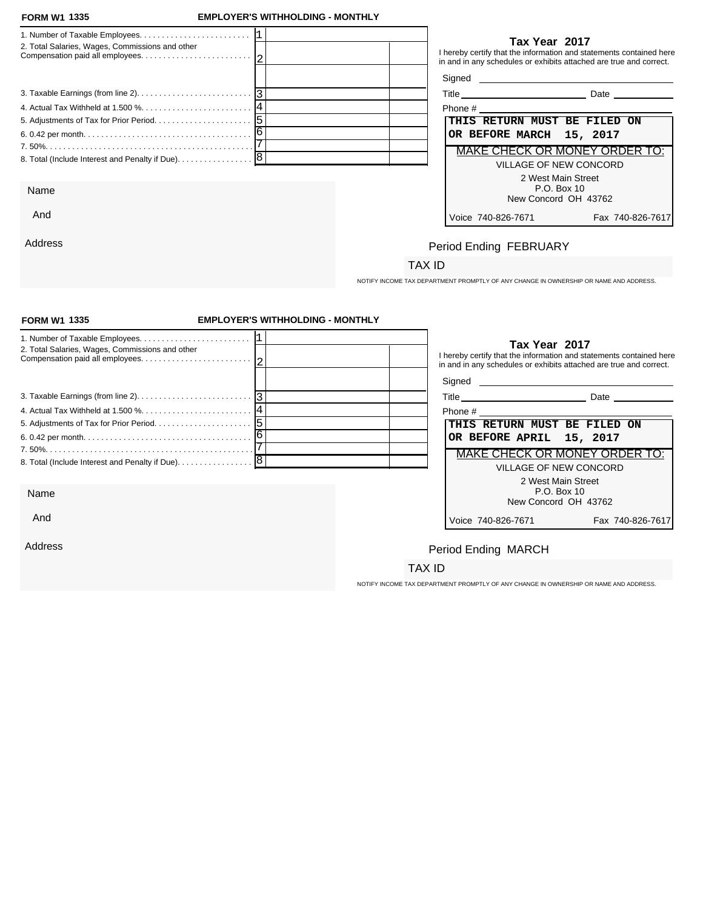**FORM W1 1335** **EMPLOYER'S WITHHOLDING - MONTHLY**

| Line | | | |
|---|---|---|---|
| 1. Number of Taxable Employees. | 1 | | |
| 2. Total Salaries, Wages, Commissions and other Compensation paid all employees. | 2 | | |
| | | | |
| 3. Taxable Earnings (from line 2). | 3 | | |
| 4. Actual Tax Withheld at 1.500 %. | 4 | | |
| 5. Adjustments of Tax for Prior Period. | 5 | | |
| 6. 0.42 per month. | 6 | | |
| 7. 50%. | 7 | | |
| 8. Total (Include Interest and Penalty if Due). | 8 | | |

**Tax Year 2017**

I hereby certify that the information and statements contained here in and in any schedules or exhibits attached are true and correct.

Signed \_\_\_\_\_\_\_\_\_\_\_\_\_\_\_\_\_\_\_\_

Title \_\_\_\_\_\_\_\_\_\_\_\_\_\_\_\_\_\_\_\_ Date \_\_\_\_\_\_\_\_\_\_

Phone # \_\_\_\_\_\_\_\_\_\_\_\_\_\_\_\_\_\_\_\_

**THIS RETURN MUST BE FILED ON OR BEFORE MARCH 15, 2017**

MAKE CHECK OR MONEY ORDER TO:

VILLAGE OF NEW CONCORD
2 West Main Street
P.O. Box 10
New Concord OH 43762

Voice 740-826-7671 Fax 740-826-7617

Name

And

Address

Period Ending FEBRUARY

TAX ID

NOTIFY INCOME TAX DEPARTMENT PROMPTLY OF ANY CHANGE IN OWNERSHIP OR NAME AND ADDRESS.

---

**FORM W1 1335** **EMPLOYER'S WITHHOLDING - MONTHLY**

| Line | | | |
|---|---|---|---|
| 1. Number of Taxable Employees. | 1 | | |
| 2. Total Salaries, Wages, Commissions and other Compensation paid all employees. | 2 | | |
| | | | |
| 3. Taxable Earnings (from line 2). | 3 | | |
| 4. Actual Tax Withheld at 1.500 %. | 4 | | |
| 5. Adjustments of Tax for Prior Period. | 5 | | |
| 6. 0.42 per month. | 6 | | |
| 7. 50%. | 7 | | |
| 8. Total (Include Interest and Penalty if Due). | 8 | | |

**Tax Year 2017**

I hereby certify that the information and statements contained here in and in any schedules or exhibits attached are true and correct.

Signed \_\_\_\_\_\_\_\_\_\_\_\_\_\_\_\_\_\_\_\_

Title \_\_\_\_\_\_\_\_\_\_\_\_\_\_\_\_\_\_\_\_ Date \_\_\_\_\_\_\_\_\_\_

Phone # \_\_\_\_\_\_\_\_\_\_\_\_\_\_\_\_\_\_\_\_

**THIS RETURN MUST BE FILED ON OR BEFORE APRIL 15, 2017**

MAKE CHECK OR MONEY ORDER TO:

VILLAGE OF NEW CONCORD
2 West Main Street
P.O. Box 10
New Concord OH 43762

Voice 740-826-7671 Fax 740-826-7617

Name

And

Address

Period Ending MARCH

TAX ID

NOTIFY INCOME TAX DEPARTMENT PROMPTLY OF ANY CHANGE IN OWNERSHIP OR NAME AND ADDRESS.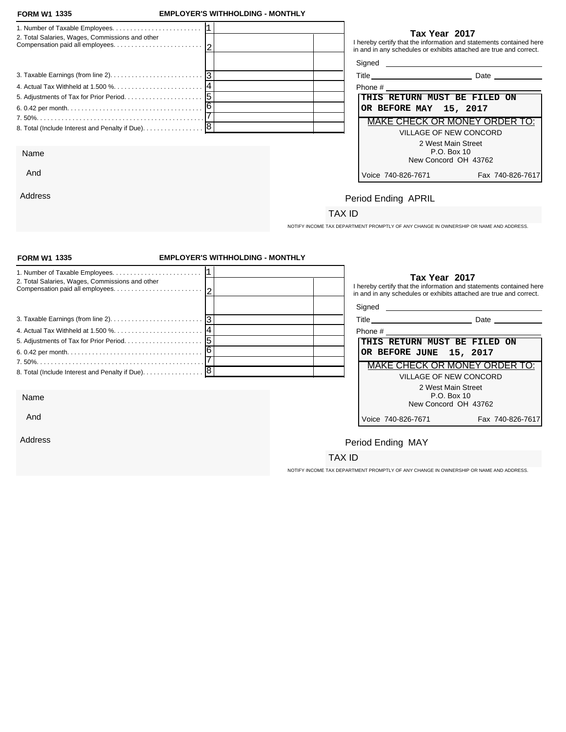**FORM W1 1335** **EMPLOYER'S WITHHOLDING - MONTHLY**

| | | | |
|---|---|---|---|
| 1. Number of Taxable Employees. | 1 | | |
| 2. Total Salaries, Wages, Commissions and other Compensation paid all employees. | 2 | | |
| | | | |
| 3. Taxable Earnings (from line 2). | 3 | | |
| 4. Actual Tax Withheld at 1.500 %. | 4 | | |
| 5. Adjustments of Tax for Prior Period. | 5 | | |
| 6. 0.42 per month. | 6 | | |
| 7. 50%. | 7 | | |
| 8. Total (Include Interest and Penalty if Due). | 8 | | |

**Tax Year 2017**

I hereby certify that the information and statements contained here in and in any schedules or exhibits attached are true and correct.

Signed ______________________

Title ______________ Date __________

Phone # ______________________

**THIS RETURN MUST BE FILED ON OR BEFORE MAY 15, 2017**

MAKE CHECK OR MONEY ORDER TO:

VILLAGE OF NEW CONCORD
2 West Main Street
P.O. Box 10
New Concord OH 43762

Voice 740-826-7671 Fax 740-826-7617

Name

And

Address

Period Ending APRIL

TAX ID

NOTIFY INCOME TAX DEPARTMENT PROMPTLY OF ANY CHANGE IN OWNERSHIP OR NAME AND ADDRESS.

---

**FORM W1 1335** **EMPLOYER'S WITHHOLDING - MONTHLY**

| | | | |
|---|---|---|---|
| 1. Number of Taxable Employees. | 1 | | |
| 2. Total Salaries, Wages, Commissions and other Compensation paid all employees. | 2 | | |
| | | | |
| 3. Taxable Earnings (from line 2). | 3 | | |
| 4. Actual Tax Withheld at 1.500 %. | 4 | | |
| 5. Adjustments of Tax for Prior Period. | 5 | | |
| 6. 0.42 per month. | 6 | | |
| 7. 50%. | 7 | | |
| 8. Total (Include Interest and Penalty if Due). | 8 | | |

**Tax Year 2017**

I hereby certify that the information and statements contained here in and in any schedules or exhibits attached are true and correct.

Signed ______________________

Title ______________ Date __________

Phone # ______________________

**THIS RETURN MUST BE FILED ON OR BEFORE JUNE 15, 2017**

MAKE CHECK OR MONEY ORDER TO:

VILLAGE OF NEW CONCORD
2 West Main Street
P.O. Box 10
New Concord OH 43762

Voice 740-826-7671 Fax 740-826-7617

Name

And

Address

Period Ending MAY

TAX ID

NOTIFY INCOME TAX DEPARTMENT PROMPTLY OF ANY CHANGE IN OWNERSHIP OR NAME AND ADDRESS.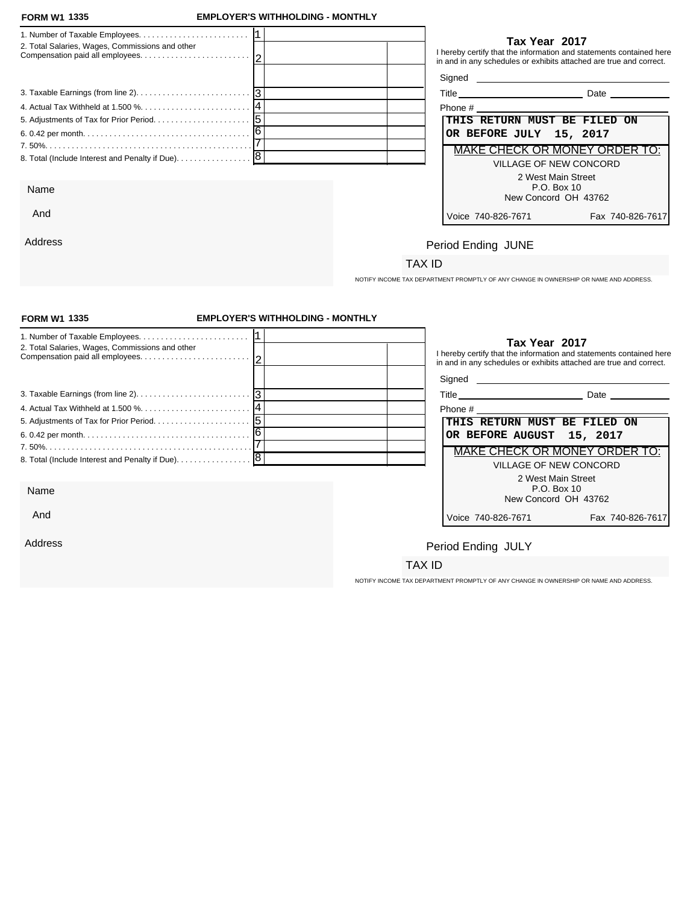**FORM W1 1335** **EMPLOYER'S WITHHOLDING - MONTHLY**

| | | | |
|---|---|---|---|
| 1. Number of Taxable Employees. | 1 | | |
| 2. Total Salaries, Wages, Commissions and other Compensation paid all employees. | 2 | | |
| | | | |
| 3. Taxable Earnings (from line 2). | 3 | | |
| 4. Actual Tax Withheld at 1.500 %. | 4 | | |
| 5. Adjustments of Tax for Prior Period. | 5 | | |
| 6. 0.42 per month. | 6 | | |
| 7. 50%. | 7 | | |
| 8. Total (Include Interest and Penalty if Due). | 8 | | |

**Tax Year 2017**

I hereby certify that the information and statements contained here in and in any schedules or exhibits attached are true and correct.

Signed ______________________

Title ______________________ Date ____________

Phone # ______________________

**THIS RETURN MUST BE FILED ON OR BEFORE JULY 15, 2017**

MAKE CHECK OR MONEY ORDER TO:

VILLAGE OF NEW CONCORD
2 West Main Street
P.O. Box 10
New Concord OH 43762

Voice 740-826-7671 Fax 740-826-7617

Name

And

Address

Period Ending JUNE

TAX ID

NOTIFY INCOME TAX DEPARTMENT PROMPTLY OF ANY CHANGE IN OWNERSHIP OR NAME AND ADDRESS.

---

**FORM W1 1335** **EMPLOYER'S WITHHOLDING - MONTHLY**

| | | | |
|---|---|---|---|
| 1. Number of Taxable Employees. | 1 | | |
| 2. Total Salaries, Wages, Commissions and other Compensation paid all employees. | 2 | | |
| | | | |
| 3. Taxable Earnings (from line 2). | 3 | | |
| 4. Actual Tax Withheld at 1.500 %. | 4 | | |
| 5. Adjustments of Tax for Prior Period. | 5 | | |
| 6. 0.42 per month. | 6 | | |
| 7. 50%. | 7 | | |
| 8. Total (Include Interest and Penalty if Due). | 8 | | |

**Tax Year 2017**

I hereby certify that the information and statements contained here in and in any schedules or exhibits attached are true and correct.

Signed ______________________

Title ______________________ Date ____________

Phone # ______________________

**THIS RETURN MUST BE FILED ON OR BEFORE AUGUST 15, 2017**

MAKE CHECK OR MONEY ORDER TO:

VILLAGE OF NEW CONCORD
2 West Main Street
P.O. Box 10
New Concord OH 43762

Voice 740-826-7671 Fax 740-826-7617

Name

And

Address

Period Ending JULY

TAX ID

NOTIFY INCOME TAX DEPARTMENT PROMPTLY OF ANY CHANGE IN OWNERSHIP OR NAME AND ADDRESS.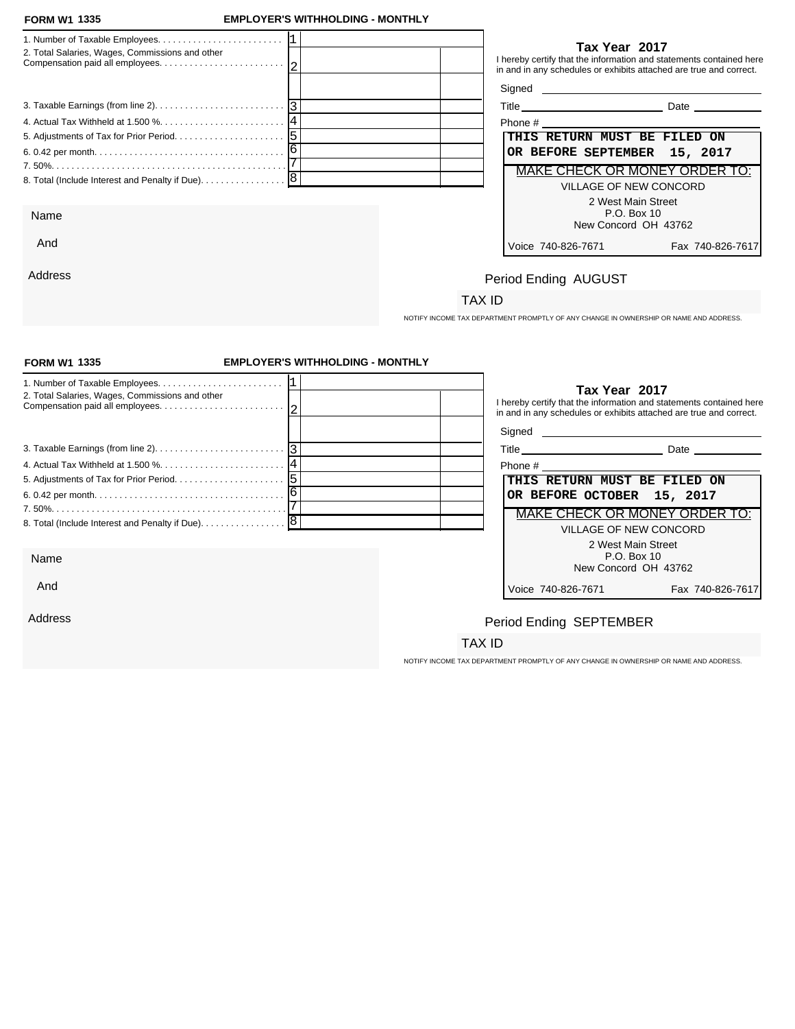**FORM W1 1335** **EMPLOYER'S WITHHOLDING - MONTHLY**

| | | | |
|---|---|---|---|
| 1. Number of Taxable Employees. | 1 | | |
| 2. Total Salaries, Wages, Commissions and other Compensation paid all employees. | 2 | | |
| | | | |
| 3. Taxable Earnings (from line 2). | 3 | | |
| 4. Actual Tax Withheld at 1.500 %. | 4 | | |
| 5. Adjustments of Tax for Prior Period. | 5 | | |
| 6. 0.42 per month. | 6 | | |
| 7. 50%. | 7 | | |
| 8. Total (Include Interest and Penalty if Due). | 8 | | |

**Tax Year 2017**

I hereby certify that the information and statements contained here in and in any schedules or exhibits attached are true and correct.

Signed ____________________

Title ____________________ Date ____________

Phone # ____________________

**THIS RETURN MUST BE FILED ON OR BEFORE SEPTEMBER 15, 2017**

MAKE CHECK OR MONEY ORDER TO:

VILLAGE OF NEW CONCORD
2 West Main Street
P.O. Box 10
New Concord OH 43762

Voice 740-826-7671 Fax 740-826-7617

Name

And

Address

Period Ending AUGUST

TAX ID

NOTIFY INCOME TAX DEPARTMENT PROMPTLY OF ANY CHANGE IN OWNERSHIP OR NAME AND ADDRESS.

---

**FORM W1 1335** **EMPLOYER'S WITHHOLDING - MONTHLY**

| | | | |
|---|---|---|---|
| 1. Number of Taxable Employees. | 1 | | |
| 2. Total Salaries, Wages, Commissions and other Compensation paid all employees. | 2 | | |
| | | | |
| 3. Taxable Earnings (from line 2). | 3 | | |
| 4. Actual Tax Withheld at 1.500 %. | 4 | | |
| 5. Adjustments of Tax for Prior Period. | 5 | | |
| 6. 0.42 per month. | 6 | | |
| 7. 50%. | 7 | | |
| 8. Total (Include Interest and Penalty if Due). | 8 | | |

**Tax Year 2017**

I hereby certify that the information and statements contained here in and in any schedules or exhibits attached are true and correct.

Signed ____________________

Title ____________________ Date ____________

Phone # ____________________

**THIS RETURN MUST BE FILED ON OR BEFORE OCTOBER 15, 2017**

MAKE CHECK OR MONEY ORDER TO:

VILLAGE OF NEW CONCORD
2 West Main Street
P.O. Box 10
New Concord OH 43762

Voice 740-826-7671 Fax 740-826-7617

Name

And

Address

Period Ending SEPTEMBER

TAX ID

NOTIFY INCOME TAX DEPARTMENT PROMPTLY OF ANY CHANGE IN OWNERSHIP OR NAME AND ADDRESS.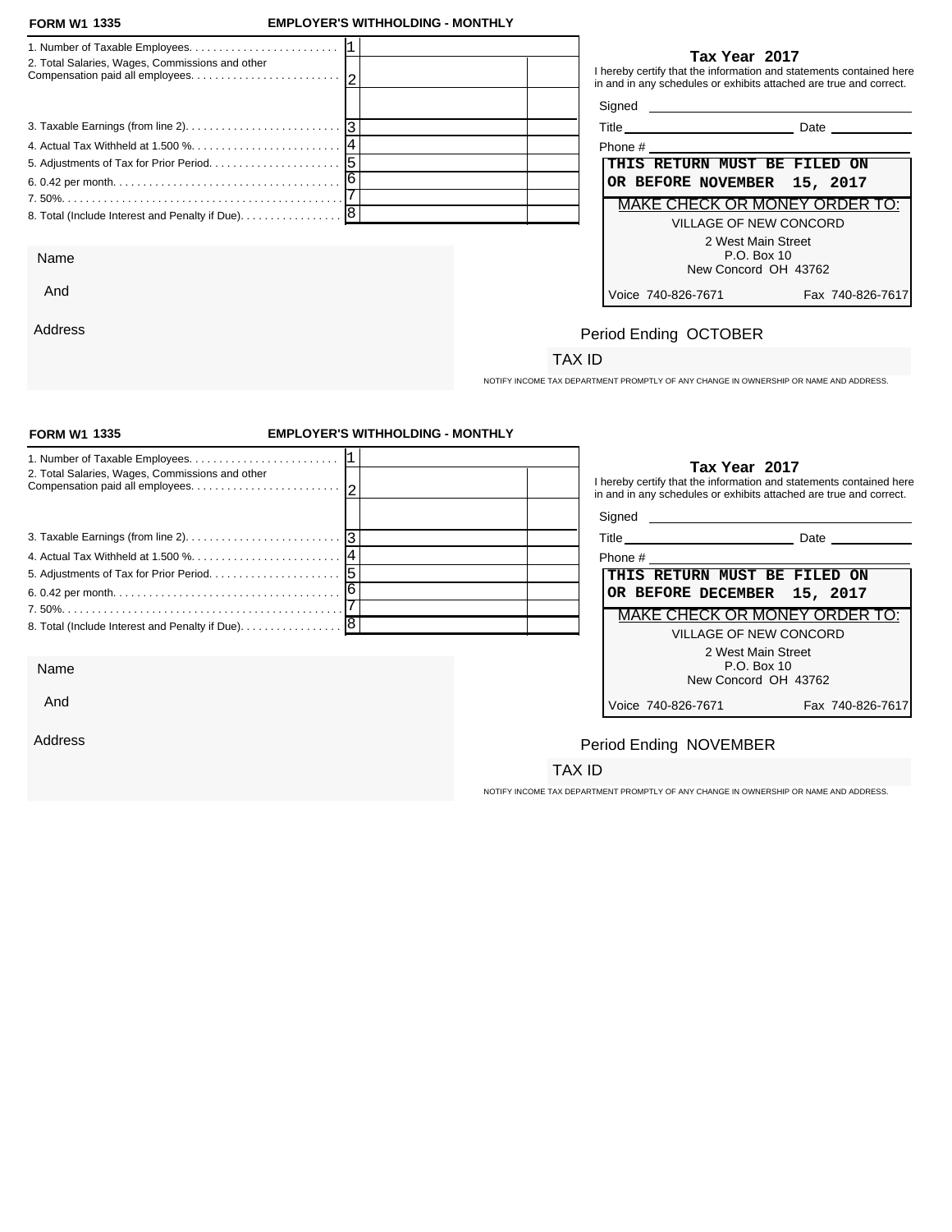**FORM W1 1335** **EMPLOYER'S WITHHOLDING - MONTHLY**

| Line | Description | | | |
|---|---|---|---|---|
| 1 | 1. Number of Taxable Employees | | | |
| 2 | 2. Total Salaries, Wages, Commissions and other Compensation paid all employees | | | |
| | | | | |
| 3 | 3. Taxable Earnings (from line 2) | | | |
| 4 | 4. Actual Tax Withheld at 1.500 % | | | |
| 5 | 5. Adjustments of Tax for Prior Period | | | |
| 6 | 6. 0.42 per month | | | |
| 7 | 7. 50% | | | |
| 8 | 8. Total (Include Interest and Penalty if Due) | | | |

**Tax Year 2017**

I hereby certify that the information and statements contained here in and in any schedules or exhibits attached are true and correct.

Signed ______________________

Title ______________________ Date ____________

Phone # ______________________

**THIS RETURN MUST BE FILED ON OR BEFORE NOVEMBER 15, 2017**

MAKE CHECK OR MONEY ORDER TO:

VILLAGE OF NEW CONCORD
2 West Main Street
P.O. Box 10
New Concord OH 43762

Voice 740-826-7671 Fax 740-826-7617

Name

And

Address

Period Ending OCTOBER

TAX ID

NOTIFY INCOME TAX DEPARTMENT PROMPTLY OF ANY CHANGE IN OWNERSHIP OR NAME AND ADDRESS.

---

**FORM W1 1335** **EMPLOYER'S WITHHOLDING - MONTHLY**

| Line | Description | | | |
|---|---|---|---|---|
| 1 | 1. Number of Taxable Employees | | | |
| 2 | 2. Total Salaries, Wages, Commissions and other Compensation paid all employees | | | |
| | | | | |
| 3 | 3. Taxable Earnings (from line 2) | | | |
| 4 | 4. Actual Tax Withheld at 1.500 % | | | |
| 5 | 5. Adjustments of Tax for Prior Period | | | |
| 6 | 6. 0.42 per month | | | |
| 7 | 7. 50% | | | |
| 8 | 8. Total (Include Interest and Penalty if Due) | | | |

**Tax Year 2017**

I hereby certify that the information and statements contained here in and in any schedules or exhibits attached are true and correct.

Signed ______________________

Title ______________________ Date ____________

Phone # ______________________

**THIS RETURN MUST BE FILED ON OR BEFORE DECEMBER 15, 2017**

MAKE CHECK OR MONEY ORDER TO:

VILLAGE OF NEW CONCORD
2 West Main Street
P.O. Box 10
New Concord OH 43762

Voice 740-826-7671 Fax 740-826-7617

Name

And

Address

Period Ending NOVEMBER

TAX ID

NOTIFY INCOME TAX DEPARTMENT PROMPTLY OF ANY CHANGE IN OWNERSHIP OR NAME AND ADDRESS.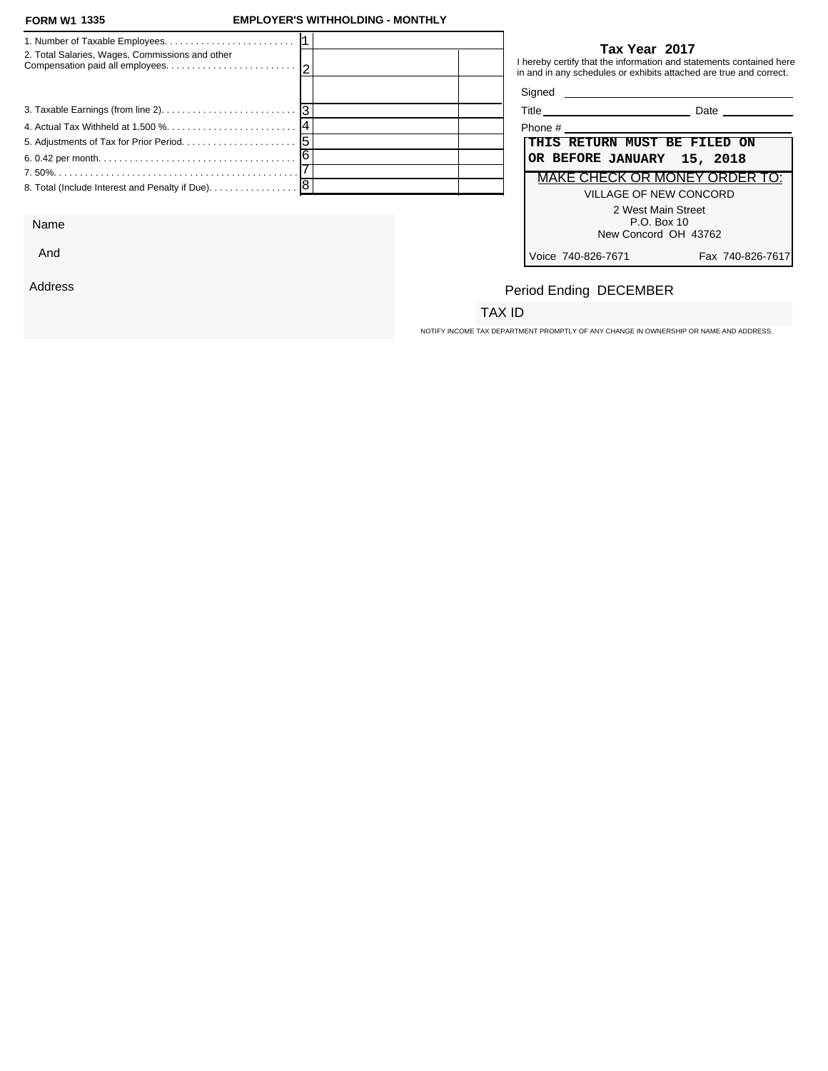**FORM W1 1335** **EMPLOYER'S WITHHOLDING - MONTHLY**

| | | | |
|---|---|---|---|
| 1. Number of Taxable Employees. | 1 | | |
| 2. Total Salaries, Wages, Commissions and other Compensation paid all employees. | 2 | | |
| | | | |
| 3. Taxable Earnings (from line 2). | 3 | | |
| 4. Actual Tax Withheld at 1.500 %. | 4 | | |
| 5. Adjustments of Tax for Prior Period. | 5 | | |
| 6. 0.42 per month. | 6 | | |
| 7. 50%. | 7 | | |
| 8. Total (Include Interest and Penalty if Due). | 8 | | |

**Tax Year 2017**

I hereby certify that the information and statements contained here in and in any schedules or exhibits attached are true and correct.

Signed ______________________________

Title ______________________ Date ___________

Phone # ______________________________

**THIS RETURN MUST BE FILED ON OR BEFORE JANUARY 15, 2018**

MAKE CHECK OR MONEY ORDER TO:

VILLAGE OF NEW CONCORD
2 West Main Street
P.O. Box 10
New Concord OH 43762

Voice 740-826-7671 Fax 740-826-7617

Name

And

Address

Period Ending DECEMBER

TAX ID

NOTIFY INCOME TAX DEPARTMENT PROMPTLY OF ANY CHANGE IN OWNERSHIP OR NAME AND ADDRESS.